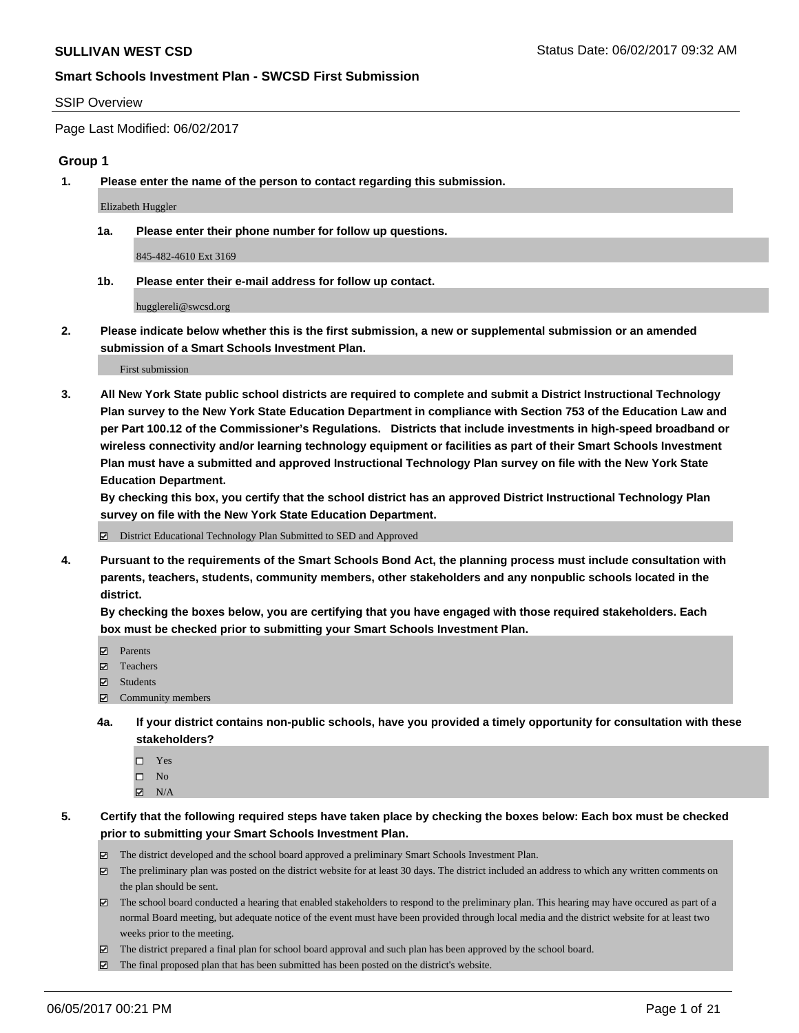# SULLIVAN WEST CSD

Status Date: 06/02/2017 09:32 AM

## Smart Schools Investment Plan - SWCSD First Submission

SSIP Overview

Page Last Modified: 06/02/2017

### Group 1

**1. Please enter the name of the person to contact regarding this submission.**

Elizabeth Huggler

**1a. Please enter their phone number for follow up questions.**

845-482-4610 Ext 3169

**1b. Please enter their e-mail address for follow up contact.**

hugglereli@swcsd.org

**2. Please indicate below whether this is the first submission, a new or supplemental submission or an amended submission of a Smart Schools Investment Plan.**

First submission

**3. All New York State public school districts are required to complete and submit a District Instructional Technology Plan survey to the New York State Education Department in compliance with Section 753 of the Education Law and per Part 100.12 of the Commissioner's Regulations. Districts that include investments in high-speed broadband or wireless connectivity and/or learning technology equipment or facilities as part of their Smart Schools Investment Plan must have a submitted and approved Instructional Technology Plan survey on file with the New York State Education Department.**
**By checking this box, you certify that the school district has an approved District Instructional Technology Plan survey on file with the New York State Education Department.**

☑ District Educational Technology Plan Submitted to SED and Approved

**4. Pursuant to the requirements of the Smart Schools Bond Act, the planning process must include consultation with parents, teachers, students, community members, other stakeholders and any nonpublic schools located in the district.**
**By checking the boxes below, you are certifying that you have engaged with those required stakeholders. Each box must be checked prior to submitting your Smart Schools Investment Plan.**

☑ Parents
☑ Teachers
☑ Students
☑ Community members

**4a. If your district contains non-public schools, have you provided a timely opportunity for consultation with these stakeholders?**

☐ Yes
☐ No
☑ N/A

**5. Certify that the following required steps have taken place by checking the boxes below: Each box must be checked prior to submitting your Smart Schools Investment Plan.**

☑ The district developed and the school board approved a preliminary Smart Schools Investment Plan.
☑ The preliminary plan was posted on the district website for at least 30 days. The district included an address to which any written comments on the plan should be sent.
☑ The school board conducted a hearing that enabled stakeholders to respond to the preliminary plan. This hearing may have occured as part of a normal Board meeting, but adequate notice of the event must have been provided through local media and the district website for at least two weeks prior to the meeting.
☑ The district prepared a final plan for school board approval and such plan has been approved by the school board.
☑ The final proposed plan that has been submitted has been posted on the district's website.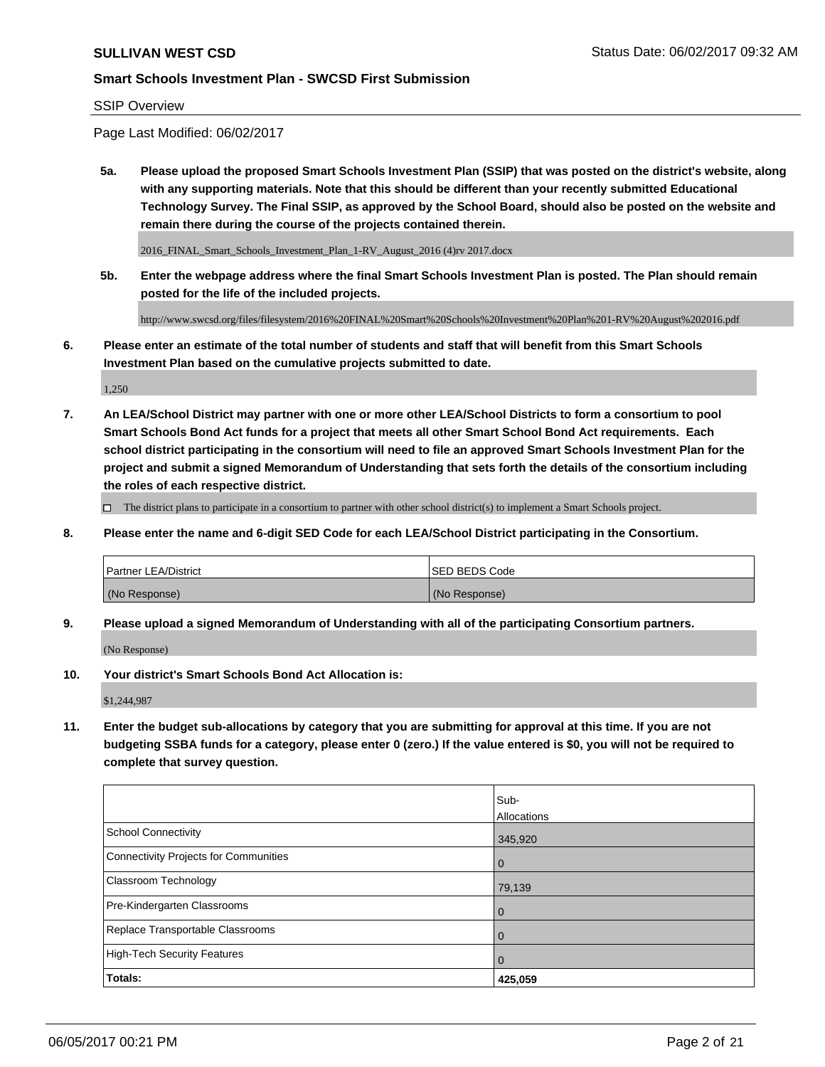**SULLIVAN WEST CSD**

**Smart Schools Investment Plan - SWCSD First Submission**

SSIP Overview

Page Last Modified: 06/02/2017

**5a. Please upload the proposed Smart Schools Investment Plan (SSIP) that was posted on the district's website, along with any supporting materials. Note that this should be different than your recently submitted Educational Technology Survey. The Final SSIP, as approved by the School Board, should also be posted on the website and remain there during the course of the projects contained therein.**

2016_FINAL_Smart_Schools_Investment_Plan_1-RV_August_2016 (4)rv 2017.docx

**5b. Enter the webpage address where the final Smart Schools Investment Plan is posted. The Plan should remain posted for the life of the included projects.**

http://www.swcsd.org/files/filesystem/2016%20FINAL%20Smart%20Schools%20Investment%20Plan%201-RV%20August%202016.pdf

**6. Please enter an estimate of the total number of students and staff that will benefit from this Smart Schools Investment Plan based on the cumulative projects submitted to date.**

1,250

**7. An LEA/School District may partner with one or more other LEA/School Districts to form a consortium to pool Smart Schools Bond Act funds for a project that meets all other Smart School Bond Act requirements. Each school district participating in the consortium will need to file an approved Smart Schools Investment Plan for the project and submit a signed Memorandum of Understanding that sets forth the details of the consortium including the roles of each respective district.**

☐ The district plans to participate in a consortium to partner with other school district(s) to implement a Smart Schools project.

**8. Please enter the name and 6-digit SED Code for each LEA/School District participating in the Consortium.**

| Partner LEA/District | SED BEDS Code |
|---|---|
| (No Response) | (No Response) |

**9. Please upload a signed Memorandum of Understanding with all of the participating Consortium partners.**

(No Response)

**10. Your district's Smart Schools Bond Act Allocation is:**

$1,244,987

**11. Enter the budget sub-allocations by category that you are submitting for approval at this time. If you are not budgeting SSBA funds for a category, please enter 0 (zero.) If the value entered is $0, you will not be required to complete that survey question.**

| | Sub-Allocations |
|---|---|
| School Connectivity | 345,920 |
| Connectivity Projects for Communities | 0 |
| Classroom Technology | 79,139 |
| Pre-Kindergarten Classrooms | 0 |
| Replace Transportable Classrooms | 0 |
| High-Tech Security Features | 0 |
| **Totals:** | **425,059** |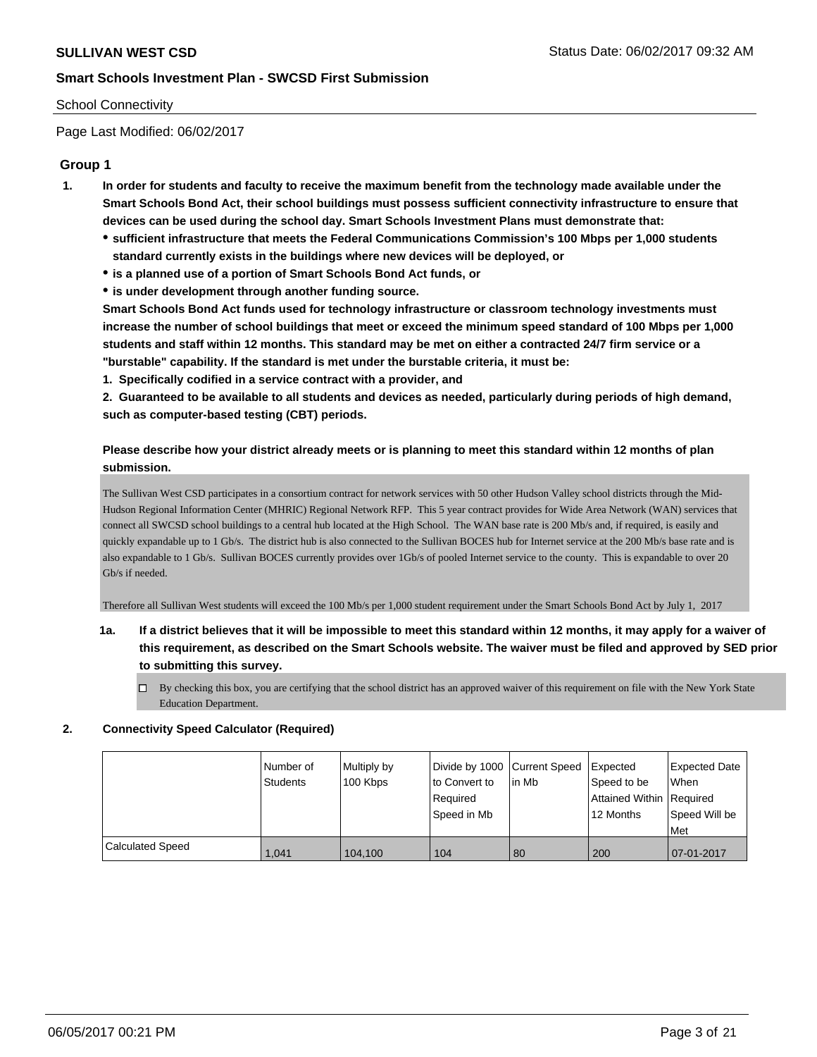School Connectivity

Page Last Modified: 06/02/2017

## Group 1

1. **In order for students and faculty to receive the maximum benefit from the technology made available under the Smart Schools Bond Act, their school buildings must possess sufficient connectivity infrastructure to ensure that devices can be used during the school day. Smart Schools Investment Plans must demonstrate that:**
   - **sufficient infrastructure that meets the Federal Communications Commission's 100 Mbps per 1,000 students standard currently exists in the buildings where new devices will be deployed, or**
   - **is a planned use of a portion of Smart Schools Bond Act funds, or**
   - **is under development through another funding source.**

   **Smart Schools Bond Act funds used for technology infrastructure or classroom technology investments must increase the number of school buildings that meet or exceed the minimum speed standard of 100 Mbps per 1,000 students and staff within 12 months. This standard may be met on either a contracted 24/7 firm service or a "burstable" capability. If the standard is met under the burstable criteria, it must be:**

   **1. Specifically codified in a service contract with a provider, and**

   **2. Guaranteed to be available to all students and devices as needed, particularly during periods of high demand, such as computer-based testing (CBT) periods.**

   **Please describe how your district already meets or is planning to meet this standard within 12 months of plan submission.**

   The Sullivan West CSD participates in a consortium contract for network services with 50 other Hudson Valley school districts through the Mid-Hudson Regional Information Center (MHRIC) Regional Network RFP. This 5 year contract provides for Wide Area Network (WAN) services that connect all SWCSD school buildings to a central hub located at the High School. The WAN base rate is 200 Mb/s and, if required, is easily and quickly expandable up to 1 Gb/s. The district hub is also connected to the Sullivan BOCES hub for Internet service at the 200 Mb/s base rate and is also expandable to 1 Gb/s. Sullivan BOCES currently provides over 1Gb/s of pooled Internet service to the county. This is expandable to over 20 Gb/s if needed.

   Therefore all Sullivan West students will exceed the 100 Mb/s per 1,000 student requirement under the Smart Schools Bond Act by July 1, 2017

   1a. **If a district believes that it will be impossible to meet this standard within 12 months, it may apply for a waiver of this requirement, as described on the Smart Schools website. The waiver must be filed and approved by SED prior to submitting this survey.**

   ☐ By checking this box, you are certifying that the school district has an approved waiver of this requirement on file with the New York State Education Department.

2. **Connectivity Speed Calculator (Required)**

| | Number of Students | Multiply by 100 Kbps | Divide by 1000 to Convert to Required Speed in Mb | Current Speed in Mb | Expected Speed to be Attained Within 12 Months | Expected Date When Required Speed Will be Met |
|---|---|---|---|---|---|---|
| Calculated Speed | 1,041 | 104,100 | 104 | 80 | 200 | 07-01-2017 |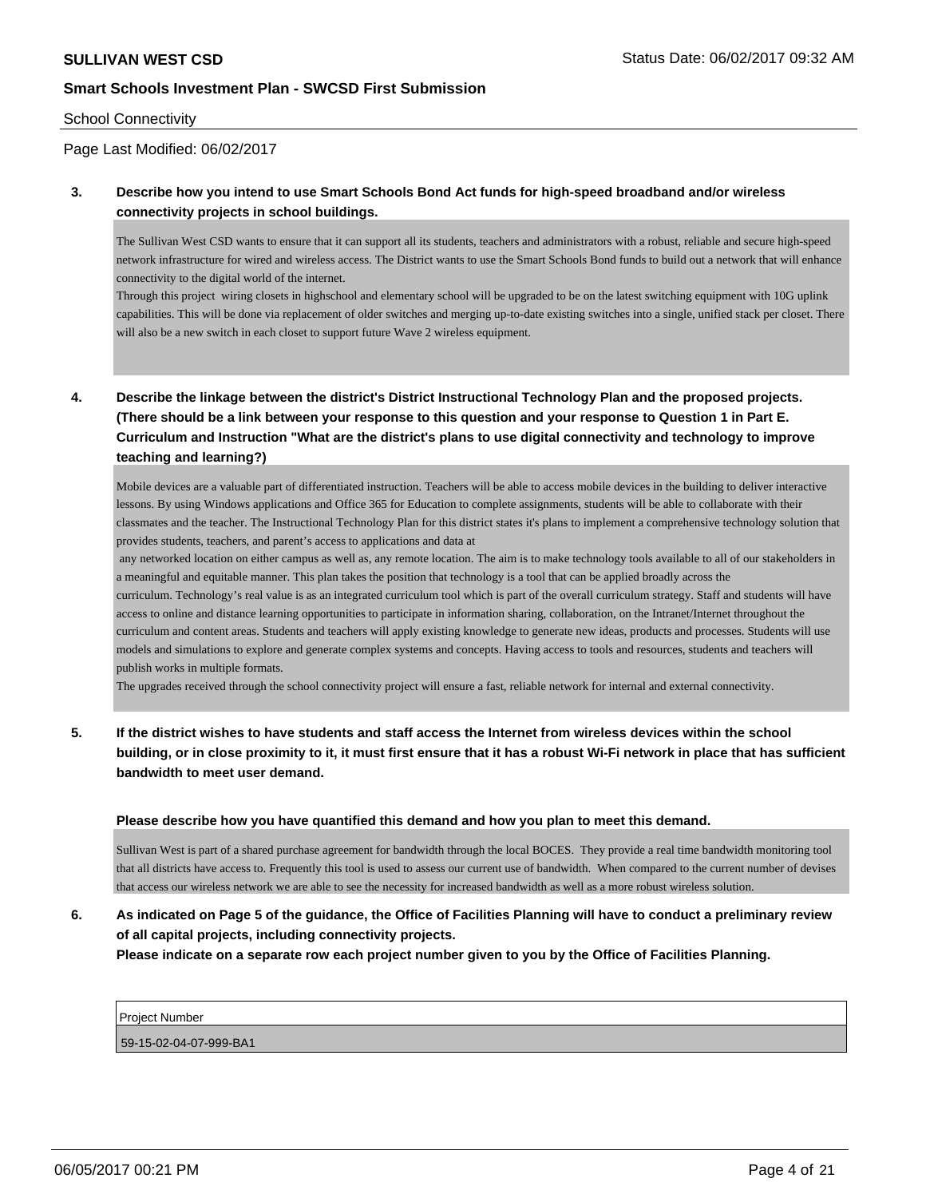School Connectivity

Page Last Modified: 06/02/2017

**3. Describe how you intend to use Smart Schools Bond Act funds for high-speed broadband and/or wireless connectivity projects in school buildings.**

The Sullivan West CSD wants to ensure that it can support all its students, teachers and administrators with a robust, reliable and secure high-speed network infrastructure for wired and wireless access. The District wants to use the Smart Schools Bond funds to build out a network that will enhance connectivity to the digital world of the internet.
Through this project wiring closets in highschool and elementary school will be upgraded to be on the latest switching equipment with 10G uplink capabilities. This will be done via replacement of older switches and merging up-to-date existing switches into a single, unified stack per closet. There will also be a new switch in each closet to support future Wave 2 wireless equipment.

**4. Describe the linkage between the district's District Instructional Technology Plan and the proposed projects. (There should be a link between your response to this question and your response to Question 1 in Part E. Curriculum and Instruction "What are the district's plans to use digital connectivity and technology to improve teaching and learning?)**

Mobile devices are a valuable part of differentiated instruction. Teachers will be able to access mobile devices in the building to deliver interactive lessons. By using Windows applications and Office 365 for Education to complete assignments, students will be able to collaborate with their classmates and the teacher. The Instructional Technology Plan for this district states it's plans to implement a comprehensive technology solution that provides students, teachers, and parent's access to applications and data at
any networked location on either campus as well as, any remote location. The aim is to make technology tools available to all of our stakeholders in a meaningful and equitable manner. This plan takes the position that technology is a tool that can be applied broadly across the
curriculum. Technology's real value is as an integrated curriculum tool which is part of the overall curriculum strategy. Staff and students will have access to online and distance learning opportunities to participate in information sharing, collaboration, on the Intranet/Internet throughout the curriculum and content areas. Students and teachers will apply existing knowledge to generate new ideas, products and processes. Students will use models and simulations to explore and generate complex systems and concepts. Having access to tools and resources, students and teachers will publish works in multiple formats.
The upgrades received through the school connectivity project will ensure a fast, reliable network for internal and external connectivity.

**5. If the district wishes to have students and staff access the Internet from wireless devices within the school building, or in close proximity to it, it must first ensure that it has a robust Wi-Fi network in place that has sufficient bandwidth to meet user demand.**

**Please describe how you have quantified this demand and how you plan to meet this demand.**

Sullivan West is part of a shared purchase agreement for bandwidth through the local BOCES. They provide a real time bandwidth monitoring tool that all districts have access to. Frequently this tool is used to assess our current use of bandwidth. When compared to the current number of devises that access our wireless network we are able to see the necessity for increased bandwidth as well as a more robust wireless solution.

**6. As indicated on Page 5 of the guidance, the Office of Facilities Planning will have to conduct a preliminary review of all capital projects, including connectivity projects.**
**Please indicate on a separate row each project number given to you by the Office of Facilities Planning.**

| Project Number |
| --- |
| 59-15-02-04-07-999-BA1 |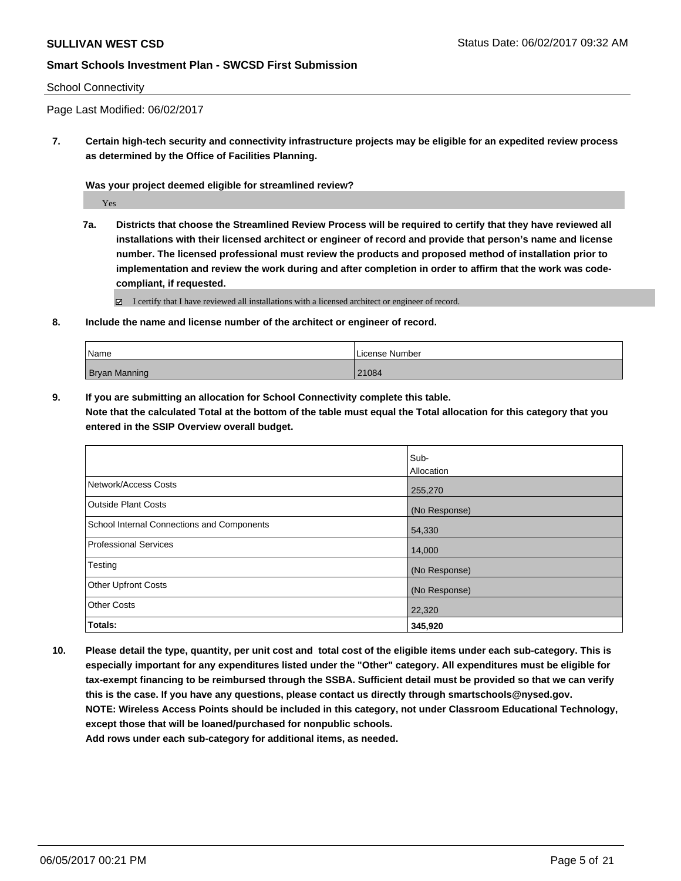School Connectivity

Page Last Modified: 06/02/2017

**7. Certain high-tech security and connectivity infrastructure projects may be eligible for an expedited review process as determined by the Office of Facilities Planning.**

**Was your project deemed eligible for streamlined review?**

Yes

**7a. Districts that choose the Streamlined Review Process will be required to certify that they have reviewed all installations with their licensed architect or engineer of record and provide that person's name and license number. The licensed professional must review the products and proposed method of installation prior to implementation and review the work during and after completion in order to affirm that the work was code-compliant, if requested.**

☑ I certify that I have reviewed all installations with a licensed architect or engineer of record.

**8. Include the name and license number of the architect or engineer of record.**

| Name | License Number |
|---|---|
| Bryan Manning | 21084 |

**9. If you are submitting an allocation for School Connectivity complete this table. Note that the calculated Total at the bottom of the table must equal the Total allocation for this category that you entered in the SSIP Overview overall budget.**

| | Sub-Allocation |
|---|---|
| Network/Access Costs | 255,270 |
| Outside Plant Costs | (No Response) |
| School Internal Connections and Components | 54,330 |
| Professional Services | 14,000 |
| Testing | (No Response) |
| Other Upfront Costs | (No Response) |
| Other Costs | 22,320 |
| **Totals:** | **345,920** |

**10. Please detail the type, quantity, per unit cost and total cost of the eligible items under each sub-category. This is especially important for any expenditures listed under the "Other" category. All expenditures must be eligible for tax-exempt financing to be reimbursed through the SSBA. Sufficient detail must be provided so that we can verify this is the case. If you have any questions, please contact us directly through smartschools@nysed.gov. NOTE: Wireless Access Points should be included in this category, not under Classroom Educational Technology, except those that will be loaned/purchased for nonpublic schools. Add rows under each sub-category for additional items, as needed.**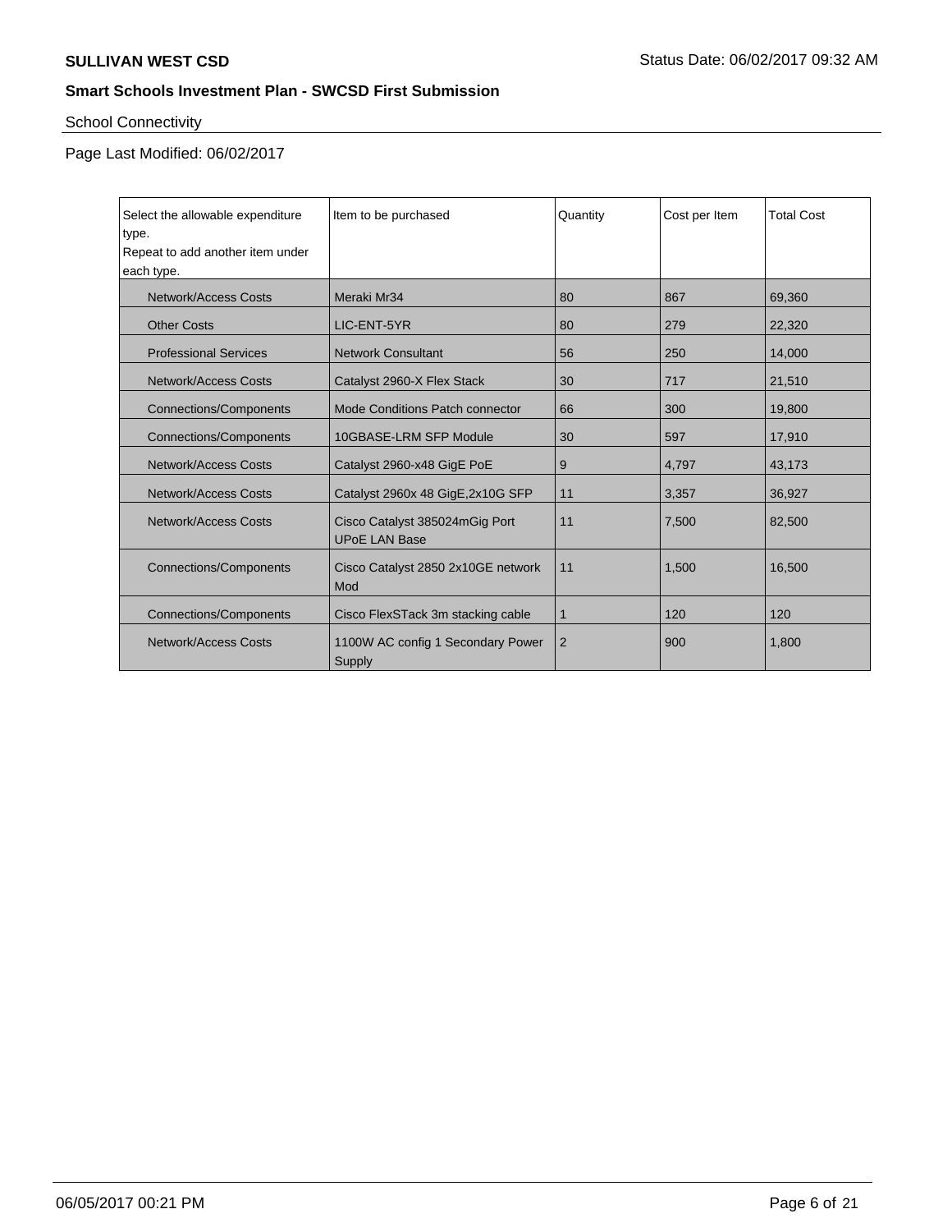**SULLIVAN WEST CSD**

Status Date: 06/02/2017 09:32 AM

**Smart Schools Investment Plan - SWCSD First Submission**

School Connectivity

Page Last Modified: 06/02/2017

| Select the allowable expenditure type. Repeat to add another item under each type. | Item to be purchased | Quantity | Cost per Item | Total Cost |
|---|---|---|---|---|
| Network/Access Costs | Meraki Mr34 | 80 | 867 | 69,360 |
| Other Costs | LIC-ENT-5YR | 80 | 279 | 22,320 |
| Professional Services | Network Consultant | 56 | 250 | 14,000 |
| Network/Access Costs | Catalyst 2960-X Flex Stack | 30 | 717 | 21,510 |
| Connections/Components | Mode Conditions Patch connector | 66 | 300 | 19,800 |
| Connections/Components | 10GBASE-LRM SFP Module | 30 | 597 | 17,910 |
| Network/Access Costs | Catalyst 2960-x48 GigE PoE | 9 | 4,797 | 43,173 |
| Network/Access Costs | Catalyst 2960x 48 GigE,2x10G SFP | 11 | 3,357 | 36,927 |
| Network/Access Costs | Cisco Catalyst 385024mGig Port UPoE LAN Base | 11 | 7,500 | 82,500 |
| Connections/Components | Cisco Catalyst 2850 2x10GE network Mod | 11 | 1,500 | 16,500 |
| Connections/Components | Cisco FlexSTack 3m stacking cable | 1 | 120 | 120 |
| Network/Access Costs | 1100W AC config 1 Secondary Power Supply | 2 | 900 | 1,800 |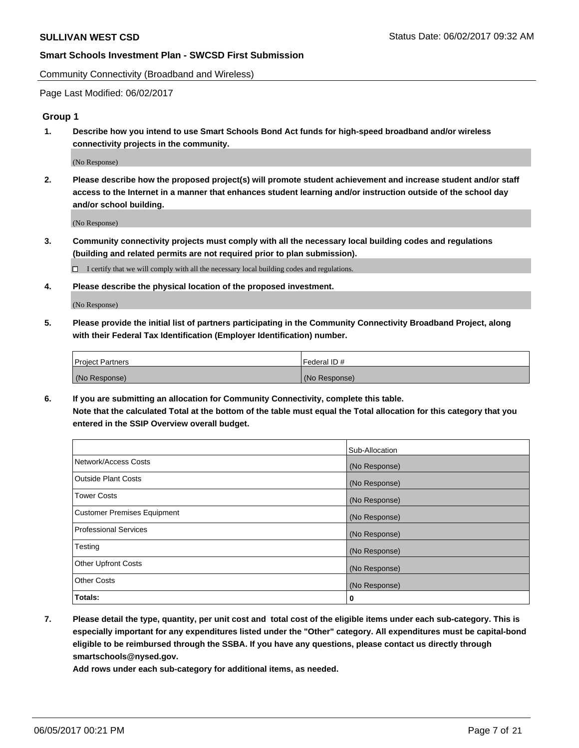Community Connectivity (Broadband and Wireless)

Page Last Modified: 06/02/2017

### Group 1

**1. Describe how you intend to use Smart Schools Bond Act funds for high-speed broadband and/or wireless connectivity projects in the community.**

(No Response)

**2. Please describe how the proposed project(s) will promote student achievement and increase student and/or staff access to the Internet in a manner that enhances student learning and/or instruction outside of the school day and/or school building.**

(No Response)

**3. Community connectivity projects must comply with all the necessary local building codes and regulations (building and related permits are not required prior to plan submission).**

☐ I certify that we will comply with all the necessary local building codes and regulations.

**4. Please describe the physical location of the proposed investment.**

(No Response)

**5. Please provide the initial list of partners participating in the Community Connectivity Broadband Project, along with their Federal Tax Identification (Employer Identification) number.**

| Project Partners | Federal ID # |
|---|---|
| (No Response) | (No Response) |

**6. If you are submitting an allocation for Community Connectivity, complete this table. Note that the calculated Total at the bottom of the table must equal the Total allocation for this category that you entered in the SSIP Overview overall budget.**

| | Sub-Allocation |
|---|---|
| Network/Access Costs | (No Response) |
| Outside Plant Costs | (No Response) |
| Tower Costs | (No Response) |
| Customer Premises Equipment | (No Response) |
| Professional Services | (No Response) |
| Testing | (No Response) |
| Other Upfront Costs | (No Response) |
| Other Costs | (No Response) |
| **Totals:** | **0** |

**7. Please detail the type, quantity, per unit cost and total cost of the eligible items under each sub-category. This is especially important for any expenditures listed under the "Other" category. All expenditures must be capital-bond eligible to be reimbursed through the SSBA. If you have any questions, please contact us directly through smartschools@nysed.gov.**

**Add rows under each sub-category for additional items, as needed.**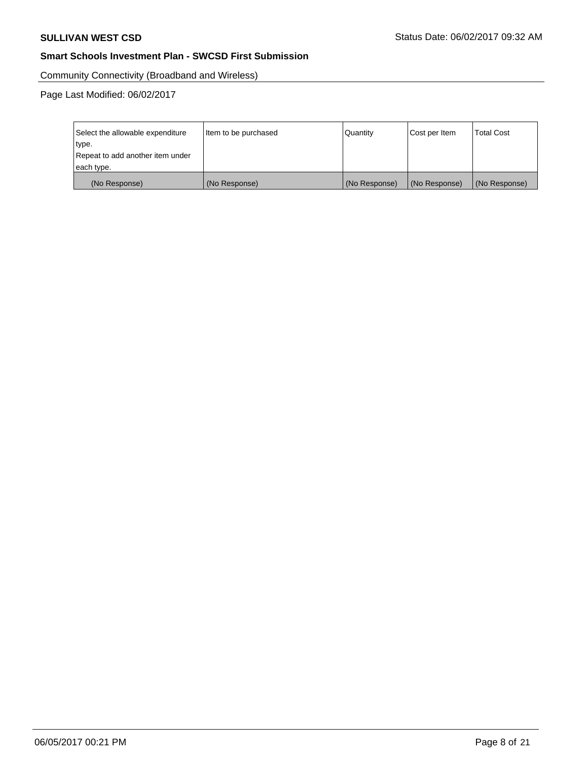Community Connectivity (Broadband and Wireless)

Page Last Modified: 06/02/2017

| Select the allowable expenditure type.<br>Repeat to add another item under each type. | Item to be purchased | Quantity | Cost per Item | Total Cost |
|---|---|---|---|---|
| (No Response) | (No Response) | (No Response) | (No Response) | (No Response) |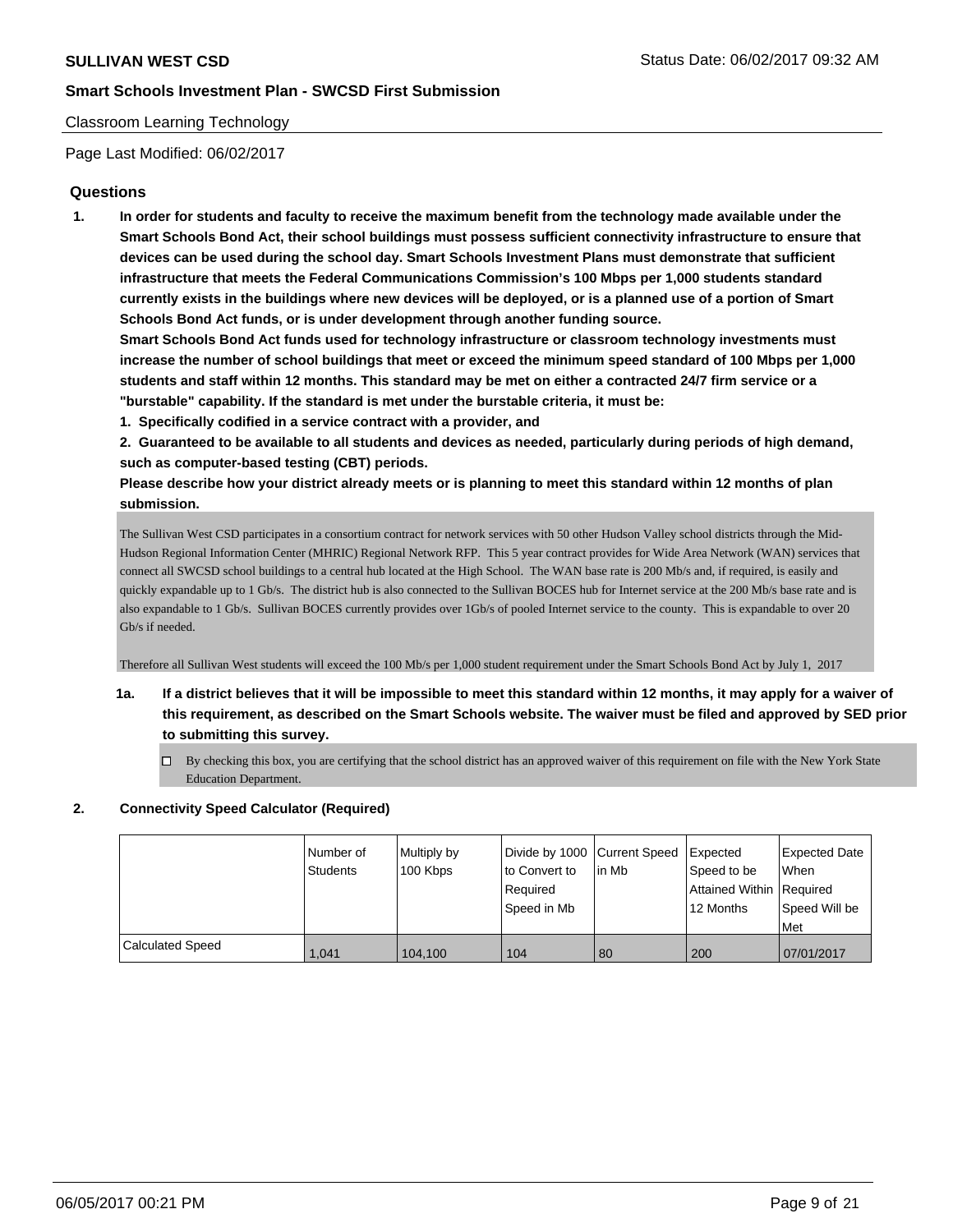## Classroom Learning Technology

Page Last Modified: 06/02/2017

### Questions

1. **In order for students and faculty to receive the maximum benefit from the technology made available under the Smart Schools Bond Act, their school buildings must possess sufficient connectivity infrastructure to ensure that devices can be used during the school day. Smart Schools Investment Plans must demonstrate that sufficient infrastructure that meets the Federal Communications Commission's 100 Mbps per 1,000 students standard currently exists in the buildings where new devices will be deployed, or is a planned use of a portion of Smart Schools Bond Act funds, or is under development through another funding source.**

   **Smart Schools Bond Act funds used for technology infrastructure or classroom technology investments must increase the number of school buildings that meet or exceed the minimum speed standard of 100 Mbps per 1,000 students and staff within 12 months. This standard may be met on either a contracted 24/7 firm service or a "burstable" capability. If the standard is met under the burstable criteria, it must be:**

   **1. Specifically codified in a service contract with a provider, and**

   **2. Guaranteed to be available to all students and devices as needed, particularly during periods of high demand, such as computer-based testing (CBT) periods.**

   **Please describe how your district already meets or is planning to meet this standard within 12 months of plan submission.**

   The Sullivan West CSD participates in a consortium contract for network services with 50 other Hudson Valley school districts through the Mid-Hudson Regional Information Center (MHRIC) Regional Network RFP. This 5 year contract provides for Wide Area Network (WAN) services that connect all SWCSD school buildings to a central hub located at the High School. The WAN base rate is 200 Mb/s and, if required, is easily and quickly expandable up to 1 Gb/s. The district hub is also connected to the Sullivan BOCES hub for Internet service at the 200 Mb/s base rate and is also expandable to 1 Gb/s. Sullivan BOCES currently provides over 1Gb/s of pooled Internet service to the county. This is expandable to over 20 Gb/s if needed.

   Therefore all Sullivan West students will exceed the 100 Mb/s per 1,000 student requirement under the Smart Schools Bond Act by July 1, 2017

   **1a. If a district believes that it will be impossible to meet this standard within 12 months, it may apply for a waiver of this requirement, as described on the Smart Schools website. The waiver must be filed and approved by SED prior to submitting this survey.**

   ☐ By checking this box, you are certifying that the school district has an approved waiver of this requirement on file with the New York State Education Department.

2. **Connectivity Speed Calculator (Required)**

| | Number of Students | Multiply by 100 Kbps | Divide by 1000 to Convert to Required Speed in Mb | Current Speed in Mb | Expected Speed to be Attained Within 12 Months | Expected Date When Required Speed Will be Met |
|---|---|---|---|---|---|---|
| Calculated Speed | 1,041 | 104,100 | 104 | 80 | 200 | 07/01/2017 |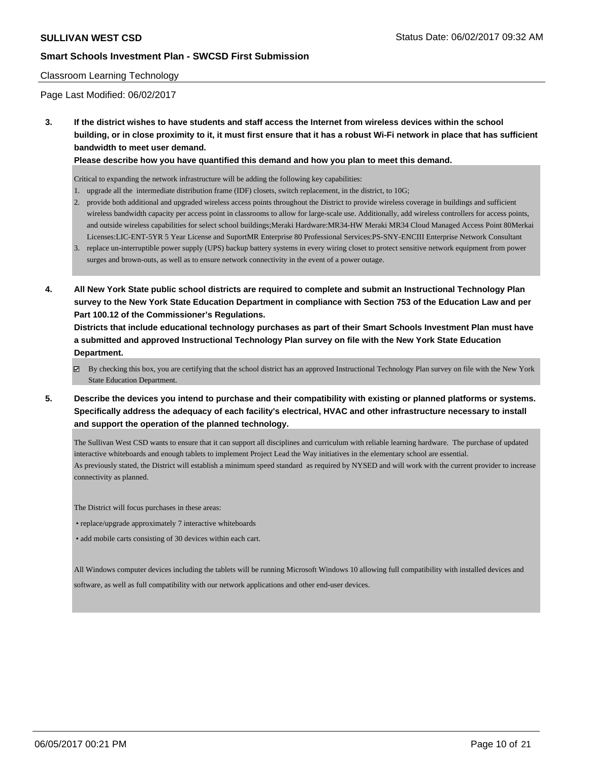Classroom Learning Technology

Page Last Modified: 06/02/2017

**3. If the district wishes to have students and staff access the Internet from wireless devices within the school building, or in close proximity to it, it must first ensure that it has a robust Wi-Fi network in place that has sufficient bandwidth to meet user demand.**

**Please describe how you have quantified this demand and how you plan to meet this demand.**

Critical to expanding the network infrastructure will be adding the following key capabilities:

1. upgrade all the intermediate distribution frame (IDF) closets, switch replacement, in the district, to 10G;
2. provide both additional and upgraded wireless access points throughout the District to provide wireless coverage in buildings and sufficient wireless bandwidth capacity per access point in classrooms to allow for large-scale use. Additionally, add wireless controllers for access points, and outside wireless capabilities for select school buildings;Meraki Hardware:MR34-HW Meraki MR34 Cloud Managed Access Point 80Merkai Licenses:LIC-ENT-5YR 5 Year License and SuportMR Enterprise 80 Professional Services:PS-SNY-ENCIII Enterprise Network Consultant
3. replace un-interruptible power supply (UPS) backup battery systems in every wiring closet to protect sensitive network equipment from power surges and brown-outs, as well as to ensure network connectivity in the event of a power outage.

**4. All New York State public school districts are required to complete and submit an Instructional Technology Plan survey to the New York State Education Department in compliance with Section 753 of the Education Law and per Part 100.12 of the Commissioner's Regulations.**

**Districts that include educational technology purchases as part of their Smart Schools Investment Plan must have a submitted and approved Instructional Technology Plan survey on file with the New York State Education Department.**

☑ By checking this box, you are certifying that the school district has an approved Instructional Technology Plan survey on file with the New York State Education Department.

**5. Describe the devices you intend to purchase and their compatibility with existing or planned platforms or systems. Specifically address the adequacy of each facility's electrical, HVAC and other infrastructure necessary to install and support the operation of the planned technology.**

The Sullivan West CSD wants to ensure that it can support all disciplines and curriculum with reliable learning hardware. The purchase of updated interactive whiteboards and enough tablets to implement Project Lead the Way initiatives in the elementary school are essential.
As previously stated, the District will establish a minimum speed standard as required by NYSED and will work with the current provider to increase connectivity as planned.

The District will focus purchases in these areas:

- replace/upgrade approximately 7 interactive whiteboards
- add mobile carts consisting of 30 devices within each cart.

All Windows computer devices including the tablets will be running Microsoft Windows 10 allowing full compatibility with installed devices and software, as well as full compatibility with our network applications and other end-user devices.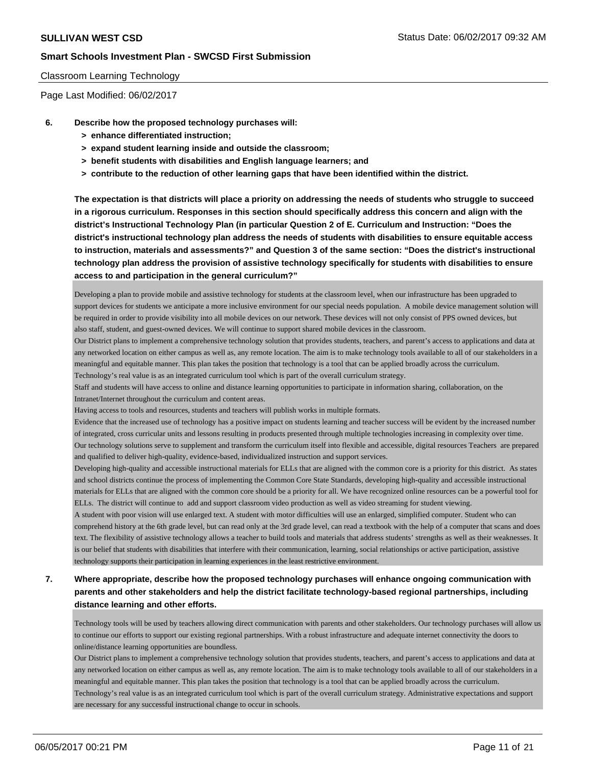Classroom Learning Technology

Page Last Modified: 06/02/2017

**6. Describe how the proposed technology purchases will:**

- **> enhance differentiated instruction;**
- **> expand student learning inside and outside the classroom;**
- **> benefit students with disabilities and English language learners; and**
- **> contribute to the reduction of other learning gaps that have been identified within the district.**

**The expectation is that districts will place a priority on addressing the needs of students who struggle to succeed in a rigorous curriculum. Responses in this section should specifically address this concern and align with the district's Instructional Technology Plan (in particular Question 2 of E. Curriculum and Instruction: "Does the district's instructional technology plan address the needs of students with disabilities to ensure equitable access to instruction, materials and assessments?" and Question 3 of the same section: "Does the district's instructional technology plan address the provision of assistive technology specifically for students with disabilities to ensure access to and participation in the general curriculum?"**

Developing a plan to provide mobile and assistive technology for students at the classroom level, when our infrastructure has been upgraded to support devices for students we anticipate a more inclusive environment for our special needs population. A mobile device management solution will be required in order to provide visibility into all mobile devices on our network. These devices will not only consist of PPS owned devices, but also staff, student, and guest-owned devices. We will continue to support shared mobile devices in the classroom.
Our District plans to implement a comprehensive technology solution that provides students, teachers, and parent's access to applications and data at any networked location on either campus as well as, any remote location. The aim is to make technology tools available to all of our stakeholders in a meaningful and equitable manner. This plan takes the position that technology is a tool that can be applied broadly across the curriculum. Technology's real value is as an integrated curriculum tool which is part of the overall curriculum strategy.
Staff and students will have access to online and distance learning opportunities to participate in information sharing, collaboration, on the Intranet/Internet throughout the curriculum and content areas.
Having access to tools and resources, students and teachers will publish works in multiple formats.
Evidence that the increased use of technology has a positive impact on students learning and teacher success will be evident by the increased number of integrated, cross curricular units and lessons resulting in products presented through multiple technologies increasing in complexity over time.
Our technology solutions serve to supplement and transform the curriculum itself into flexible and accessible, digital resources Teachers are prepared and qualified to deliver high-quality, evidence-based, individualized instruction and support services.
Developing high-quality and accessible instructional materials for ELLs that are aligned with the common core is a priority for this district. As states and school districts continue the process of implementing the Common Core State Standards, developing high-quality and accessible instructional materials for ELLs that are aligned with the common core should be a priority for all. We have recognized online resources can be a powerful tool for ELLs. The district will continue to add and support classroom video production as well as video streaming for student viewing.
A student with poor vision will use enlarged text. A student with motor difficulties will use an enlarged, simplified computer. Student who can comprehend history at the 6th grade level, but can read only at the 3rd grade level, can read a textbook with the help of a computer that scans and does text. The flexibility of assistive technology allows a teacher to build tools and materials that address students' strengths as well as their weaknesses. It is our belief that students with disabilities that interfere with their communication, learning, social relationships or active participation, assistive technology supports their participation in learning experiences in the least restrictive environment.

**7. Where appropriate, describe how the proposed technology purchases will enhance ongoing communication with parents and other stakeholders and help the district facilitate technology-based regional partnerships, including distance learning and other efforts.**

Technology tools will be used by teachers allowing direct communication with parents and other stakeholders. Our technology purchases will allow us to continue our efforts to support our existing regional partnerships. With a robust infrastructure and adequate internet connectivity the doors to online/distance learning opportunities are boundless.
Our District plans to implement a comprehensive technology solution that provides students, teachers, and parent's access to applications and data at any networked location on either campus as well as, any remote location. The aim is to make technology tools available to all of our stakeholders in a meaningful and equitable manner. This plan takes the position that technology is a tool that can be applied broadly across the curriculum. Technology's real value is as an integrated curriculum tool which is part of the overall curriculum strategy. Administrative expectations and support are necessary for any successful instructional change to occur in schools.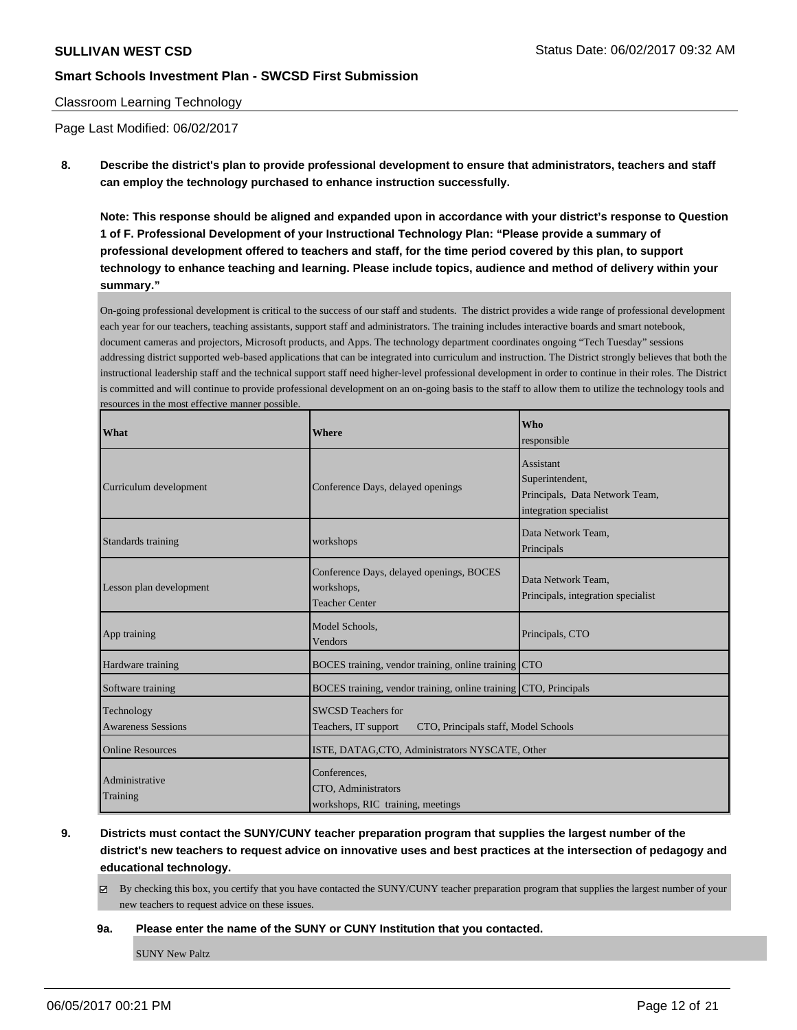Classroom Learning Technology

Page Last Modified: 06/02/2017

**8. Describe the district's plan to provide professional development to ensure that administrators, teachers and staff can employ the technology purchased to enhance instruction successfully.**

**Note: This response should be aligned and expanded upon in accordance with your district's response to Question 1 of F. Professional Development of your Instructional Technology Plan: "Please provide a summary of professional development offered to teachers and staff, for the time period covered by this plan, to support technology to enhance teaching and learning. Please include topics, audience and method of delivery within your summary."**

On-going professional development is critical to the success of our staff and students. The district provides a wide range of professional development each year for our teachers, teaching assistants, support staff and administrators. The training includes interactive boards and smart notebook, document cameras and projectors, Microsoft products, and Apps. The technology department coordinates ongoing "Tech Tuesday" sessions addressing district supported web-based applications that can be integrated into curriculum and instruction. The District strongly believes that both the instructional leadership staff and the technical support staff need higher-level professional development in order to continue in their roles. The District is committed and will continue to provide professional development on an on-going basis to the staff to allow them to utilize the technology tools and resources in the most effective manner possible.

| What | Where | Who responsible |
|---|---|---|
| Curriculum development | Conference Days, delayed openings | Assistant Superintendent, Principals, Data Network Team, integration specialist |
| Standards training | workshops | Data Network Team, Principals |
| Lesson plan development | Conference Days, delayed openings, BOCES workshops, Teacher Center | Data Network Team, Principals, integration specialist |
| App training | Model Schools, Vendors | Principals, CTO |
| Hardware training | BOCES training, vendor training, online training | CTO |
| Software training | BOCES training, vendor training, online training | CTO, Principals |
| Technology Awareness Sessions | SWCSD Teachers for Teachers, IT support CTO, Principals staff, Model Schools | |
| Online Resources | ISTE, DATAG,CTO, Administrators NYSCATE, Other | |
| Administrative Training | Conferences, CTO, Administrators workshops, RIC training, meetings | |

**9. Districts must contact the SUNY/CUNY teacher preparation program that supplies the largest number of the district's new teachers to request advice on innovative uses and best practices at the intersection of pedagogy and educational technology.**

☑ By checking this box, you certify that you have contacted the SUNY/CUNY teacher preparation program that supplies the largest number of your new teachers to request advice on these issues.

**9a. Please enter the name of the SUNY or CUNY Institution that you contacted.**

SUNY New Paltz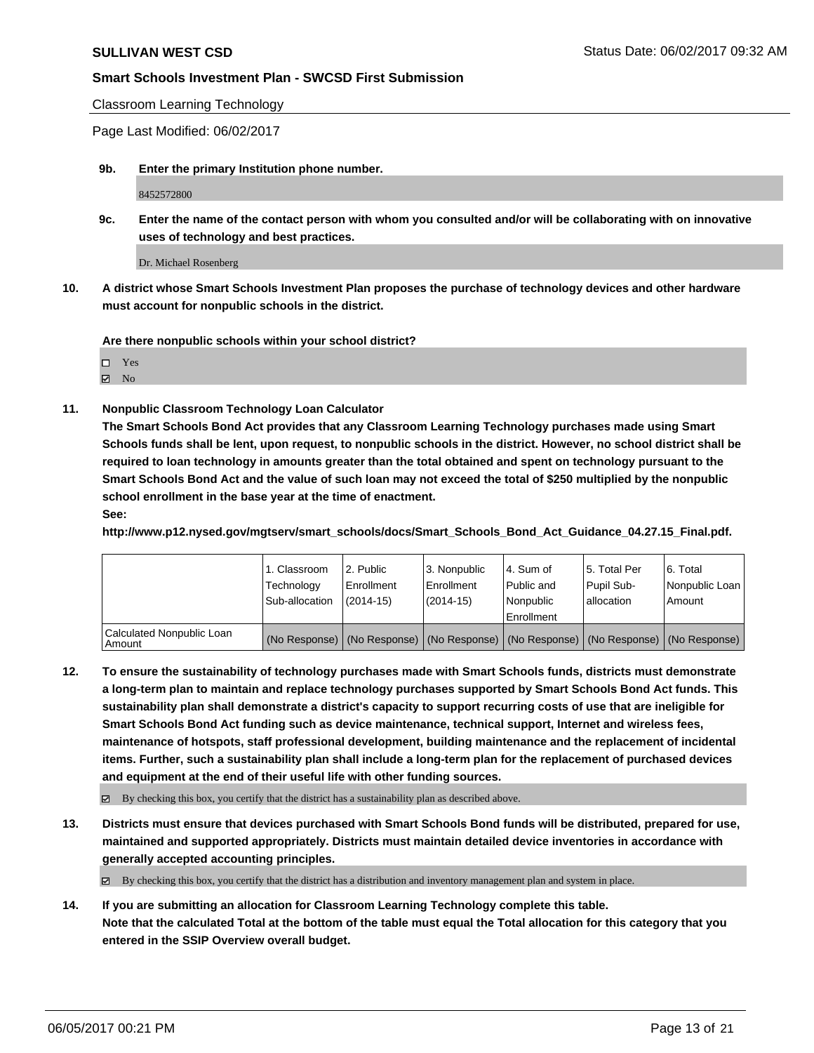Classroom Learning Technology

Page Last Modified: 06/02/2017

**9b. Enter the primary Institution phone number.**

8452572800

**9c. Enter the name of the contact person with whom you consulted and/or will be collaborating with on innovative uses of technology and best practices.**

Dr. Michael Rosenberg

**10. A district whose Smart Schools Investment Plan proposes the purchase of technology devices and other hardware must account for nonpublic schools in the district.**

**Are there nonpublic schools within your school district?**

☐ Yes
☑ No

**11. Nonpublic Classroom Technology Loan Calculator**

**The Smart Schools Bond Act provides that any Classroom Learning Technology purchases made using Smart Schools funds shall be lent, upon request, to nonpublic schools in the district. However, no school district shall be required to loan technology in amounts greater than the total obtained and spent on technology pursuant to the Smart Schools Bond Act and the value of such loan may not exceed the total of $250 multiplied by the nonpublic school enrollment in the base year at the time of enactment.**

**See:**

**http://www.p12.nysed.gov/mgtserv/smart_schools/docs/Smart_Schools_Bond_Act_Guidance_04.27.15_Final.pdf.**

| | 1. Classroom Technology Sub-allocation | 2. Public Enrollment (2014-15) | 3. Nonpublic Enrollment (2014-15) | 4. Sum of Public and Nonpublic Enrollment | 5. Total Per Pupil Sub-allocation | 6. Total Nonpublic Loan Amount |
|---|---|---|---|---|---|---|
| Calculated Nonpublic Loan Amount | (No Response) | (No Response) | (No Response) | (No Response) | (No Response) | (No Response) |

**12. To ensure the sustainability of technology purchases made with Smart Schools funds, districts must demonstrate a long-term plan to maintain and replace technology purchases supported by Smart Schools Bond Act funds. This sustainability plan shall demonstrate a district's capacity to support recurring costs of use that are ineligible for Smart Schools Bond Act funding such as device maintenance, technical support, Internet and wireless fees, maintenance of hotspots, staff professional development, building maintenance and the replacement of incidental items. Further, such a sustainability plan shall include a long-term plan for the replacement of purchased devices and equipment at the end of their useful life with other funding sources.**

☑ By checking this box, you certify that the district has a sustainability plan as described above.

**13. Districts must ensure that devices purchased with Smart Schools Bond funds will be distributed, prepared for use, maintained and supported appropriately. Districts must maintain detailed device inventories in accordance with generally accepted accounting principles.**

☑ By checking this box, you certify that the district has a distribution and inventory management plan and system in place.

**14. If you are submitting an allocation for Classroom Learning Technology complete this table.**
**Note that the calculated Total at the bottom of the table must equal the Total allocation for this category that you entered in the SSIP Overview overall budget.**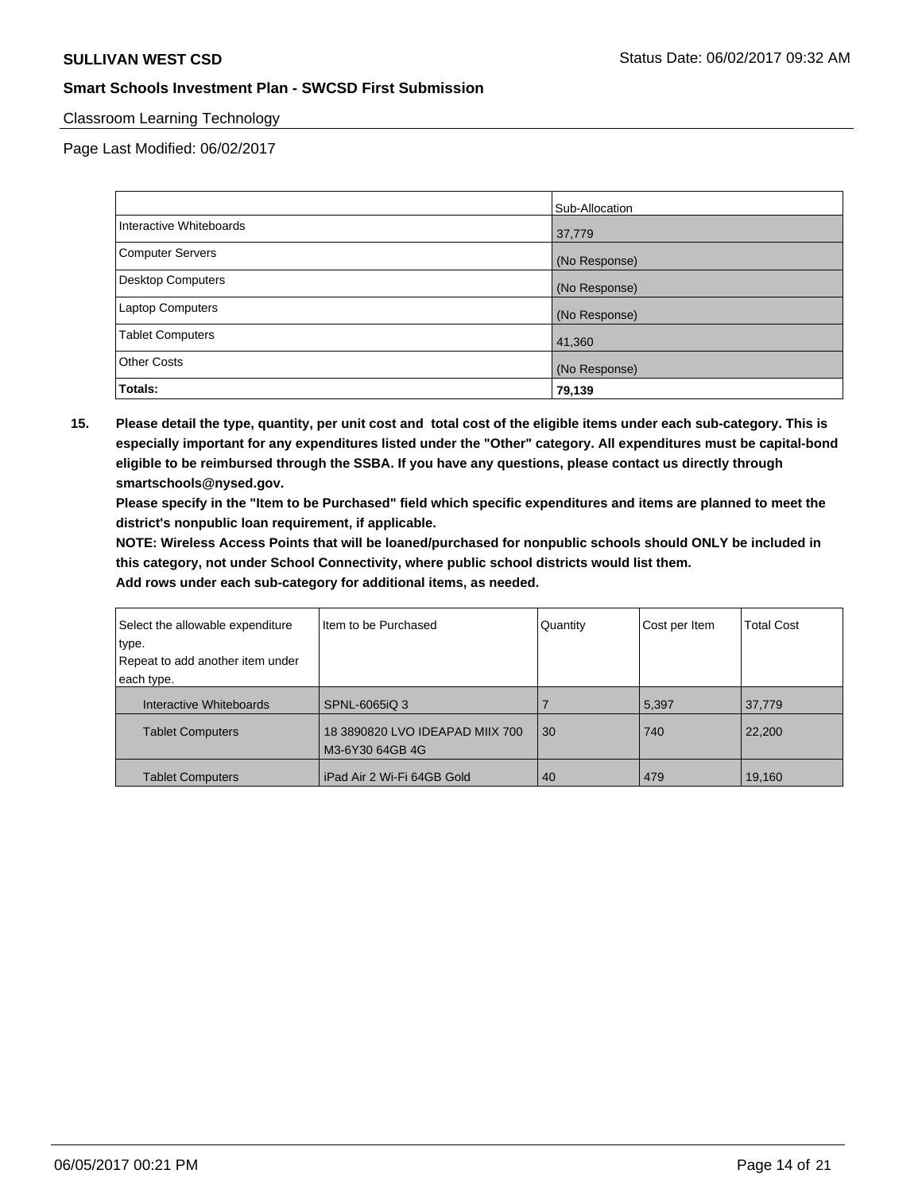Classroom Learning Technology

Page Last Modified: 06/02/2017

| | Sub-Allocation |
|---|---|
| Interactive Whiteboards | 37,779 |
| Computer Servers | (No Response) |
| Desktop Computers | (No Response) |
| Laptop Computers | (No Response) |
| Tablet Computers | 41,360 |
| Other Costs | (No Response) |
| **Totals:** | **79,139** |

**15. Please detail the type, quantity, per unit cost and total cost of the eligible items under each sub-category. This is especially important for any expenditures listed under the "Other" category. All expenditures must be capital-bond eligible to be reimbursed through the SSBA. If you have any questions, please contact us directly through smartschools@nysed.gov.**

**Please specify in the "Item to be Purchased" field which specific expenditures and items are planned to meet the district's nonpublic loan requirement, if applicable.**

**NOTE: Wireless Access Points that will be loaned/purchased for nonpublic schools should ONLY be included in this category, not under School Connectivity, where public school districts would list them.**

**Add rows under each sub-category for additional items, as needed.**

| Select the allowable expenditure type. Repeat to add another item under each type. | Item to be Purchased | Quantity | Cost per Item | Total Cost |
|---|---|---|---|---|
| Interactive Whiteboards | SPNL-6065iQ 3 | 7 | 5,397 | 37,779 |
| Tablet Computers | 18 3890820 LVO IDEAPAD MIIX 700 M3-6Y30 64GB 4G | 30 | 740 | 22,200 |
| Tablet Computers | iPad Air 2 Wi-Fi 64GB Gold | 40 | 479 | 19,160 |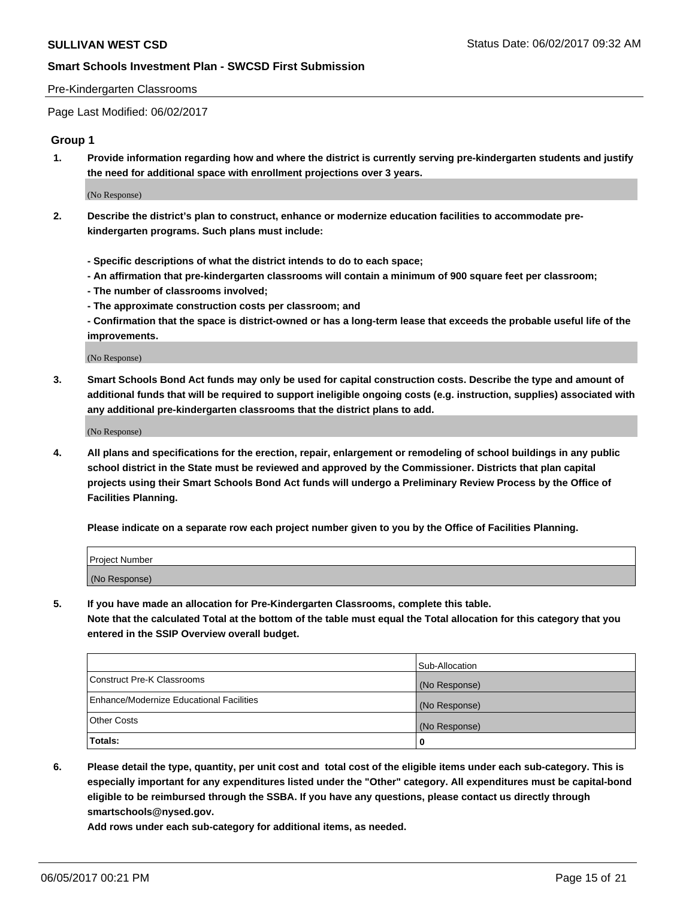Pre-Kindergarten Classrooms

Page Last Modified: 06/02/2017

## Group 1

**1. Provide information regarding how and where the district is currently serving pre-kindergarten students and justify the need for additional space with enrollment projections over 3 years.**

(No Response)

**2. Describe the district's plan to construct, enhance or modernize education facilities to accommodate pre-kindergarten programs. Such plans must include:**

**- Specific descriptions of what the district intends to do to each space;**
**- An affirmation that pre-kindergarten classrooms will contain a minimum of 900 square feet per classroom;**
**- The number of classrooms involved;**
**- The approximate construction costs per classroom; and**
**- Confirmation that the space is district-owned or has a long-term lease that exceeds the probable useful life of the improvements.**

(No Response)

**3. Smart Schools Bond Act funds may only be used for capital construction costs. Describe the type and amount of additional funds that will be required to support ineligible ongoing costs (e.g. instruction, supplies) associated with any additional pre-kindergarten classrooms that the district plans to add.**

(No Response)

**4. All plans and specifications for the erection, repair, enlargement or remodeling of school buildings in any public school district in the State must be reviewed and approved by the Commissioner. Districts that plan capital projects using their Smart Schools Bond Act funds will undergo a Preliminary Review Process by the Office of Facilities Planning.**

**Please indicate on a separate row each project number given to you by the Office of Facilities Planning.**

| Project Number |
|---|
| (No Response) |

**5. If you have made an allocation for Pre-Kindergarten Classrooms, complete this table.**
**Note that the calculated Total at the bottom of the table must equal the Total allocation for this category that you entered in the SSIP Overview overall budget.**

| | Sub-Allocation |
|---|---|
| Construct Pre-K Classrooms | (No Response) |
| Enhance/Modernize Educational Facilities | (No Response) |
| Other Costs | (No Response) |
| **Totals:** | **0** |

**6. Please detail the type, quantity, per unit cost and total cost of the eligible items under each sub-category. This is especially important for any expenditures listed under the "Other" category. All expenditures must be capital-bond eligible to be reimbursed through the SSBA. If you have any questions, please contact us directly through smartschools@nysed.gov.**
**Add rows under each sub-category for additional items, as needed.**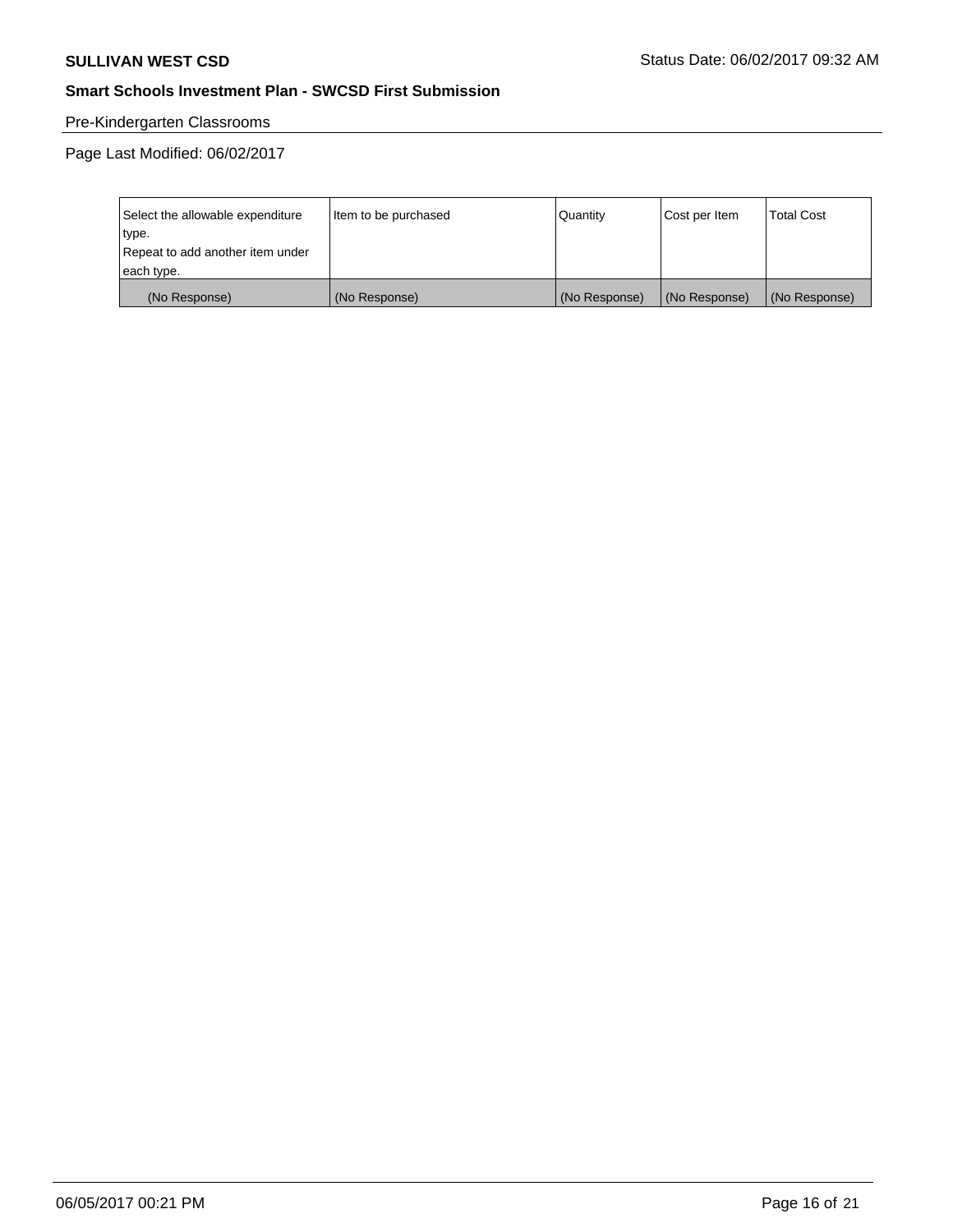## Pre-Kindergarten Classrooms

Page Last Modified: 06/02/2017

| Select the allowable expenditure type.<br>Repeat to add another item under each type. | Item to be purchased | Quantity | Cost per Item | Total Cost |
|---|---|---|---|---|
| (No Response) | (No Response) | (No Response) | (No Response) | (No Response) |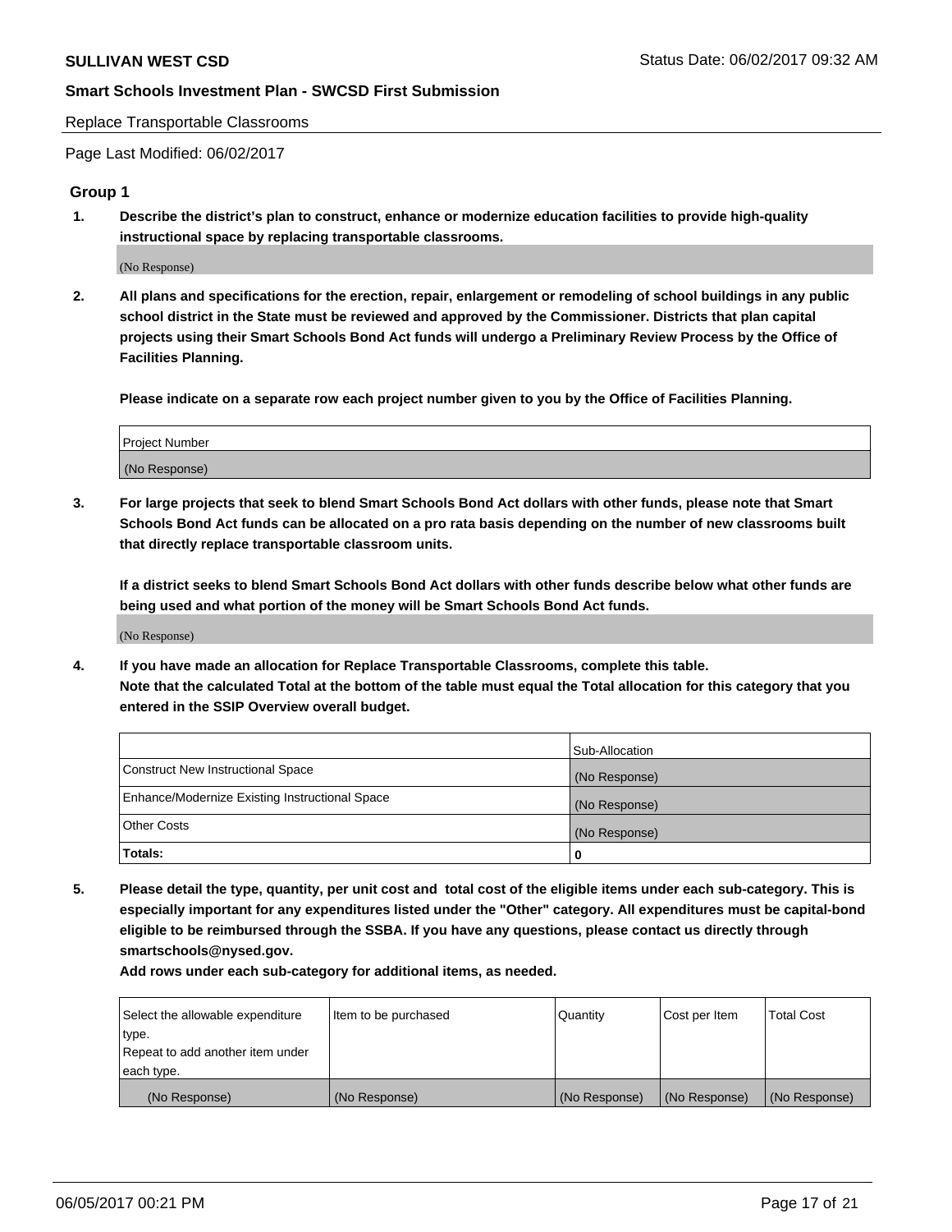Replace Transportable Classrooms

Page Last Modified: 06/02/2017

## Group 1

1. **Describe the district's plan to construct, enhance or modernize education facilities to provide high-quality instructional space by replacing transportable classrooms.**

   (No Response)

2. **All plans and specifications for the erection, repair, enlargement or remodeling of school buildings in any public school district in the State must be reviewed and approved by the Commissioner. Districts that plan capital projects using their Smart Schools Bond Act funds will undergo a Preliminary Review Process by the Office of Facilities Planning.**

   **Please indicate on a separate row each project number given to you by the Office of Facilities Planning.**

| Project Number |
| --- |
| (No Response) |

3. **For large projects that seek to blend Smart Schools Bond Act dollars with other funds, please note that Smart Schools Bond Act funds can be allocated on a pro rata basis depending on the number of new classrooms built that directly replace transportable classroom units.**

   **If a district seeks to blend Smart Schools Bond Act dollars with other funds describe below what other funds are being used and what portion of the money will be Smart Schools Bond Act funds.**

   (No Response)

4. **If you have made an allocation for Replace Transportable Classrooms, complete this table.**
   **Note that the calculated Total at the bottom of the table must equal the Total allocation for this category that you entered in the SSIP Overview overall budget.**

| | Sub-Allocation |
| --- | --- |
| Construct New Instructional Space | (No Response) |
| Enhance/Modernize Existing Instructional Space | (No Response) |
| Other Costs | (No Response) |
| **Totals:** | 0 |

5. **Please detail the type, quantity, per unit cost and total cost of the eligible items under each sub-category. This is especially important for any expenditures listed under the "Other" category. All expenditures must be capital-bond eligible to be reimbursed through the SSBA. If you have any questions, please contact us directly through smartschools@nysed.gov.**

   **Add rows under each sub-category for additional items, as needed.**

| Select the allowable expenditure type. Repeat to add another item under each type. | Item to be purchased | Quantity | Cost per Item | Total Cost |
| --- | --- | --- | --- | --- |
| (No Response) | (No Response) | (No Response) | (No Response) | (No Response) |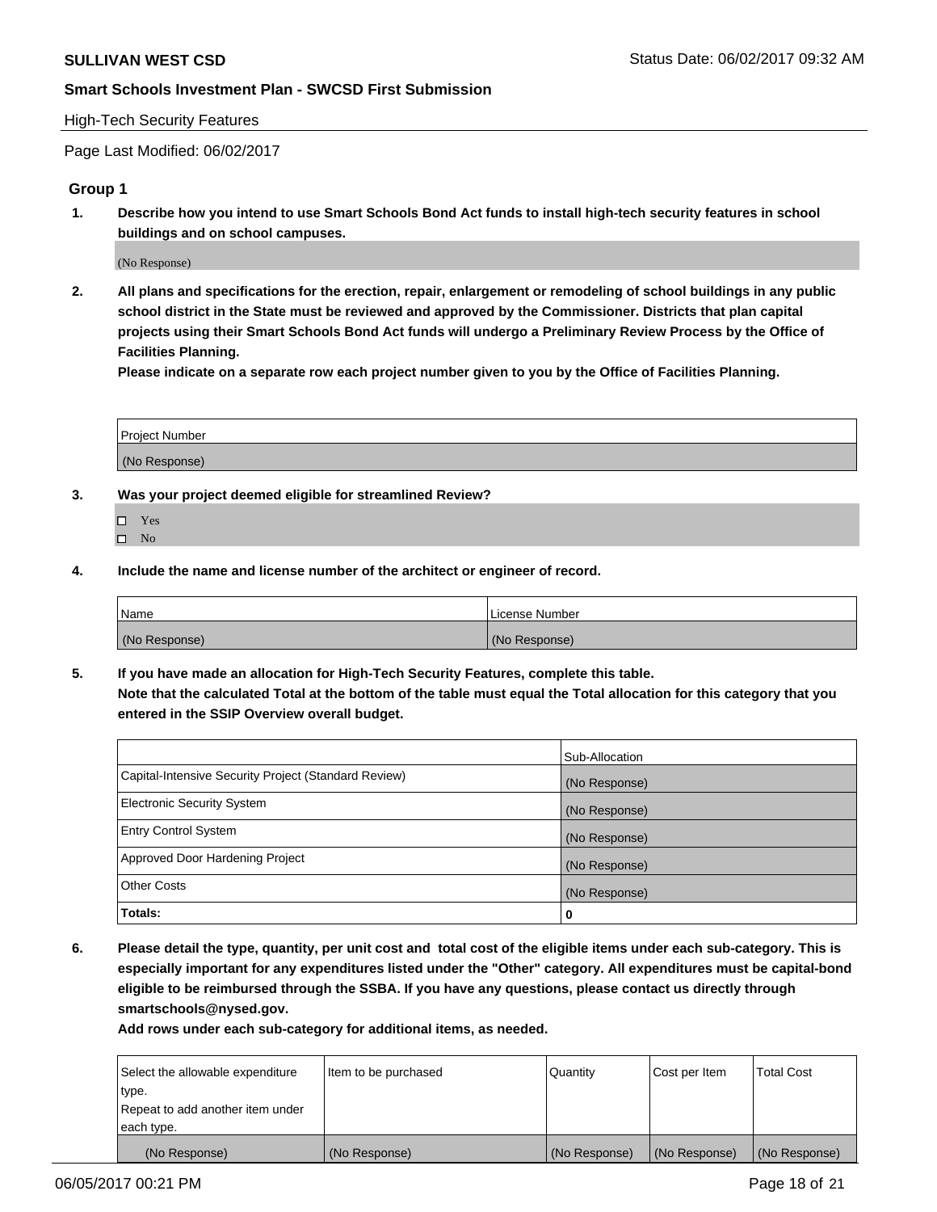High-Tech Security Features

Page Last Modified: 06/02/2017

## Group 1

**1. Describe how you intend to use Smart Schools Bond Act funds to install high-tech security features in school buildings and on school campuses.**

(No Response)

**2. All plans and specifications for the erection, repair, enlargement or remodeling of school buildings in any public school district in the State must be reviewed and approved by the Commissioner. Districts that plan capital projects using their Smart Schools Bond Act funds will undergo a Preliminary Review Process by the Office of Facilities Planning.**

**Please indicate on a separate row each project number given to you by the Office of Facilities Planning.**

| Project Number |
| --- |
| (No Response) |

**3. Was your project deemed eligible for streamlined Review?**

- ☐ Yes
- ☐ No

**4. Include the name and license number of the architect or engineer of record.**

| Name | License Number |
| --- | --- |
| (No Response) | (No Response) |

**5. If you have made an allocation for High-Tech Security Features, complete this table.**
**Note that the calculated Total at the bottom of the table must equal the Total allocation for this category that you entered in the SSIP Overview overall budget.**

| | Sub-Allocation |
| --- | --- |
| Capital-Intensive Security Project (Standard Review) | (No Response) |
| Electronic Security System | (No Response) |
| Entry Control System | (No Response) |
| Approved Door Hardening Project | (No Response) |
| Other Costs | (No Response) |
| **Totals:** | **0** |

**6. Please detail the type, quantity, per unit cost and total cost of the eligible items under each sub-category. This is especially important for any expenditures listed under the "Other" category. All expenditures must be capital-bond eligible to be reimbursed through the SSBA. If you have any questions, please contact us directly through smartschools@nysed.gov.**

**Add rows under each sub-category for additional items, as needed.**

| Select the allowable expenditure type. Repeat to add another item under each type. | Item to be purchased | Quantity | Cost per Item | Total Cost |
| --- | --- | --- | --- | --- |
| (No Response) | (No Response) | (No Response) | (No Response) | (No Response) |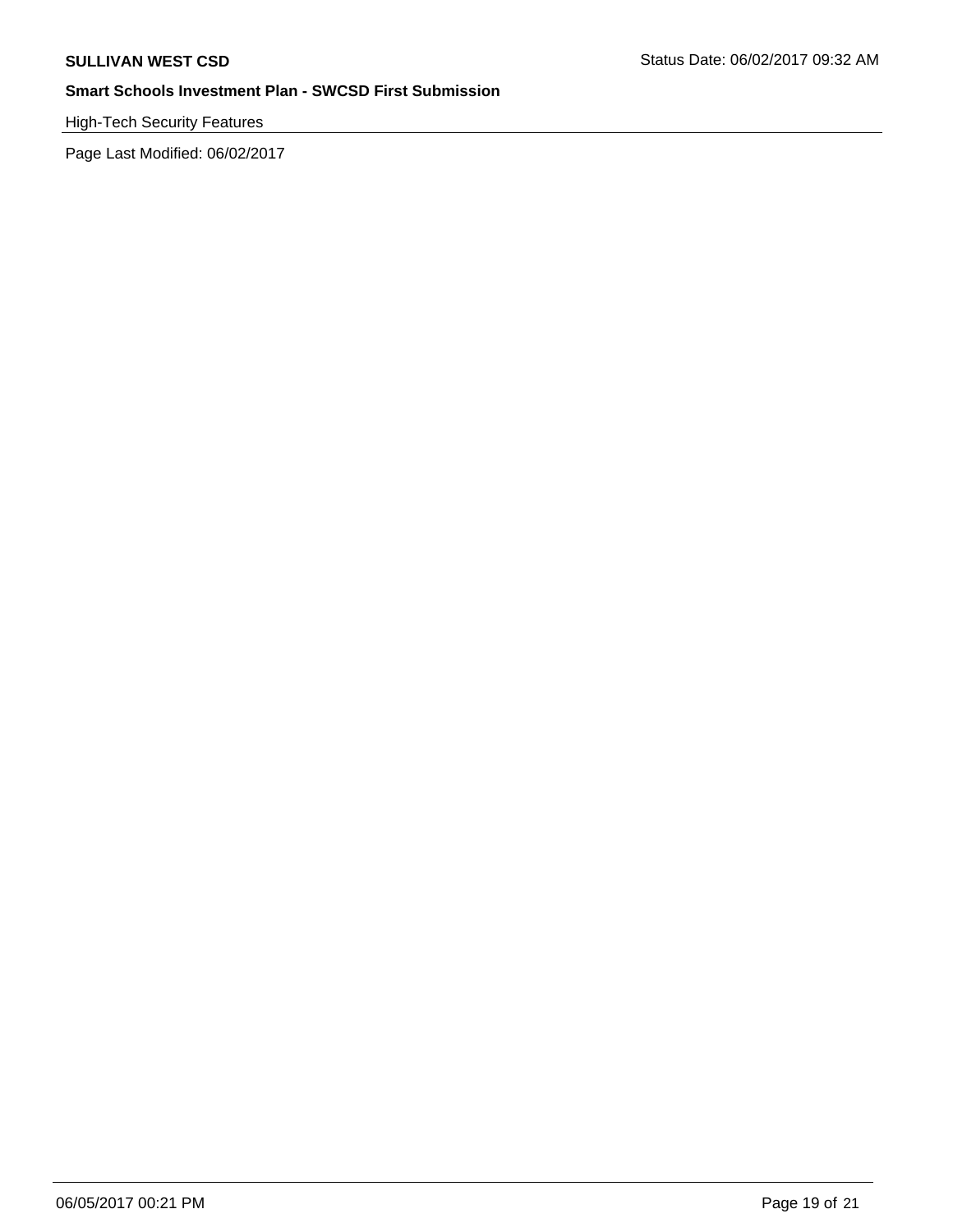High-Tech Security Features

Page Last Modified: 06/02/2017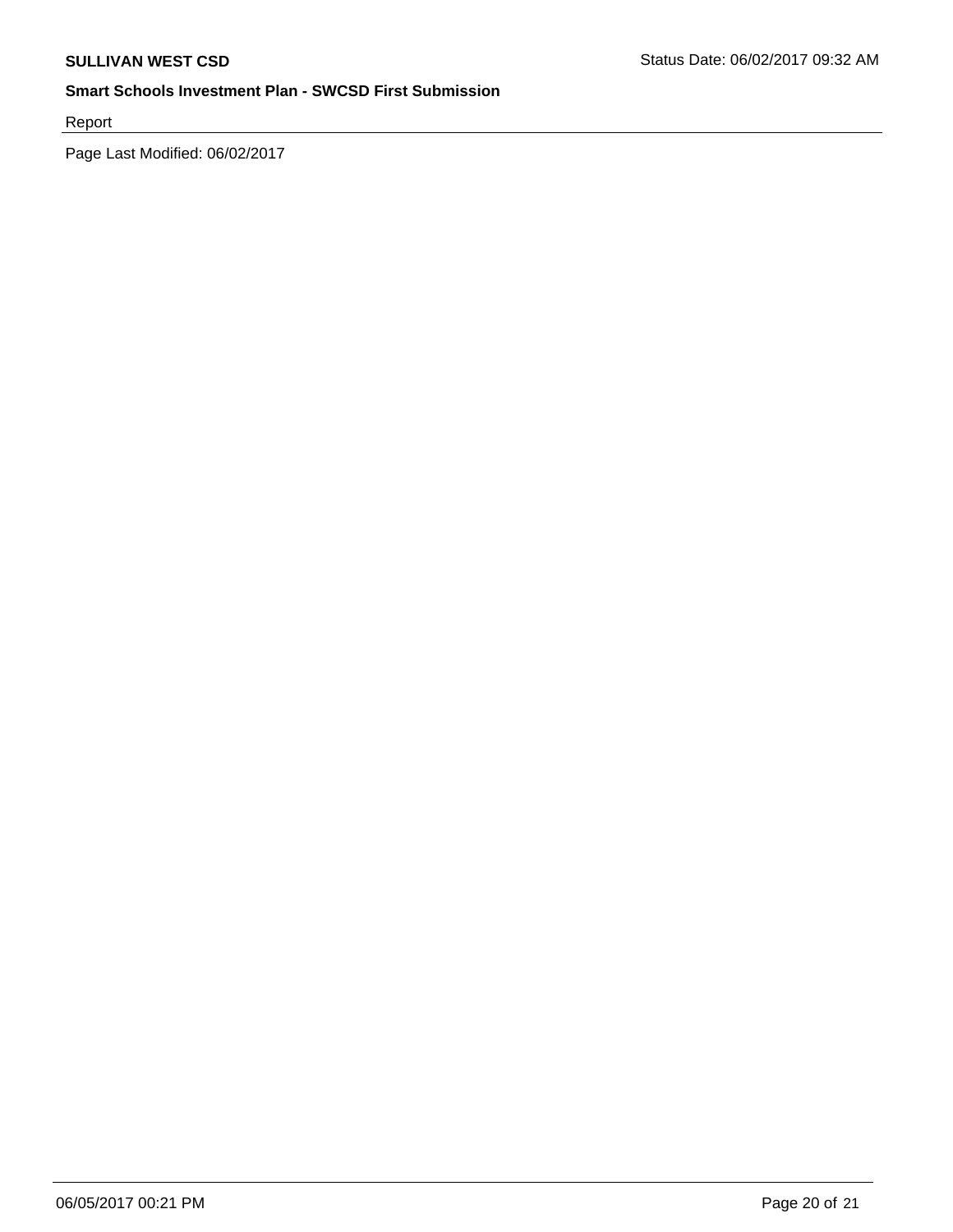Report

Page Last Modified: 06/02/2017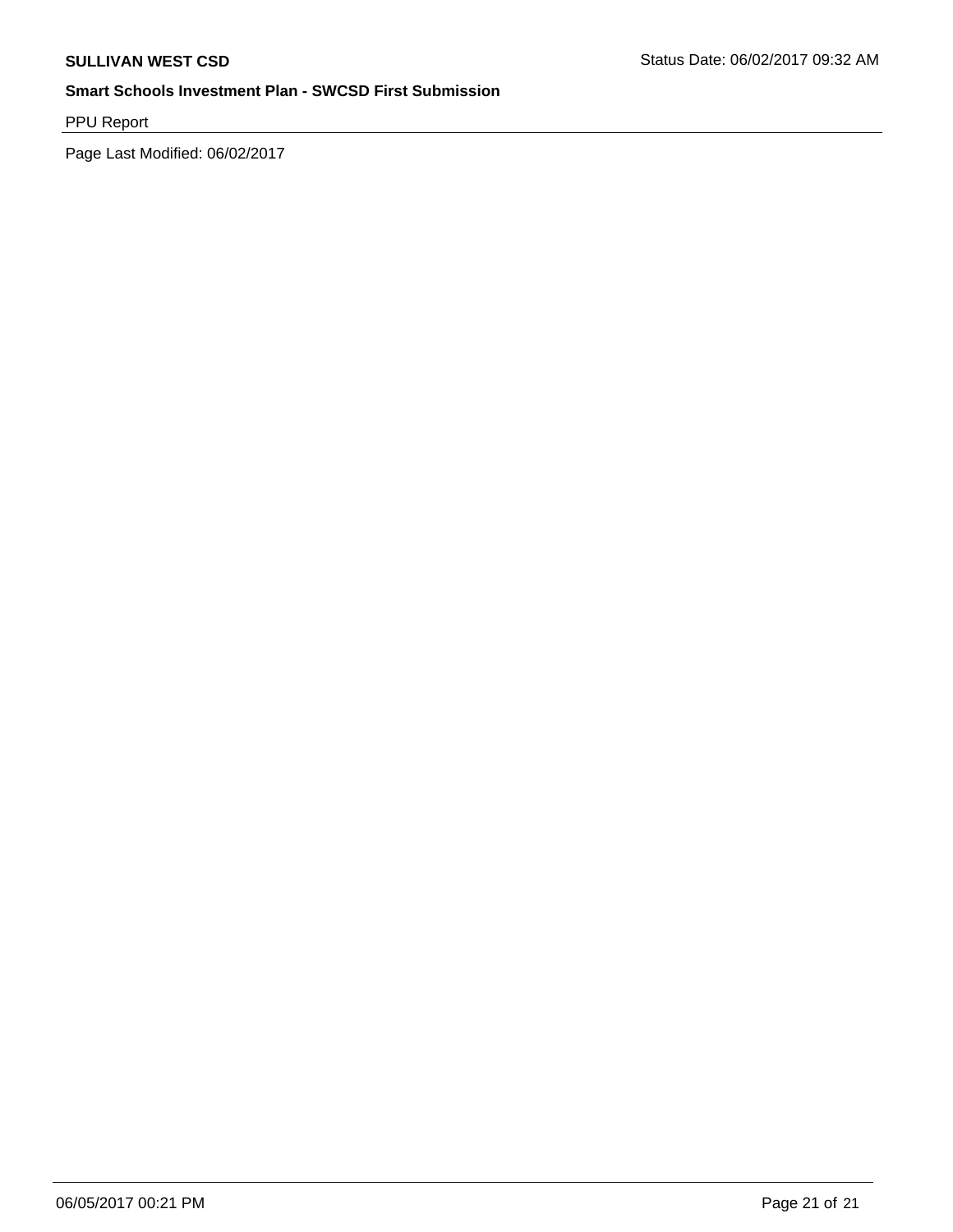PPU Report

Page Last Modified: 06/02/2017